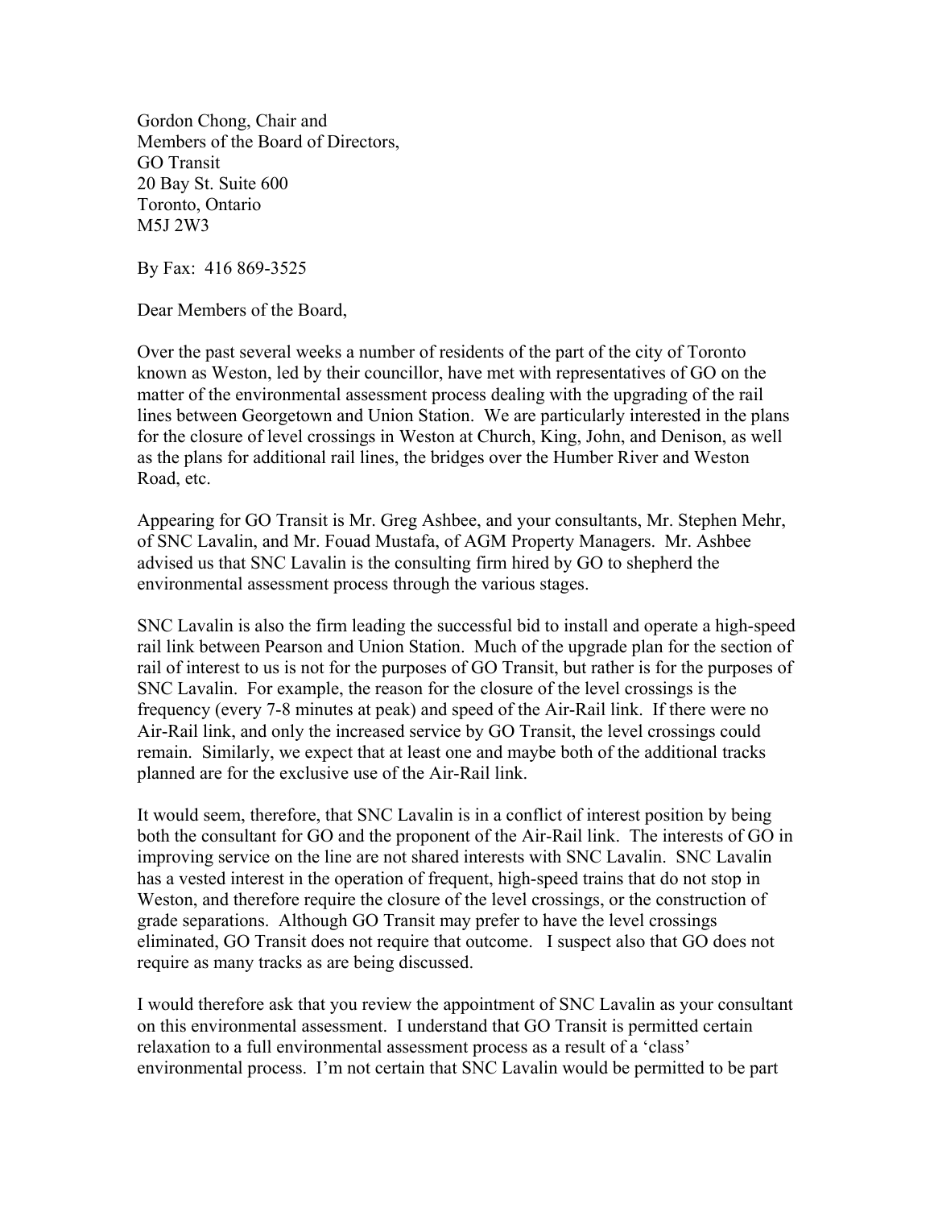Gordon Chong, Chair and  
Members of the Board of Directors,  
GO Transit  
20 Bay St. Suite 600  
Toronto, Ontario  
M5J 2W3

By Fax: 416 869-3525

Dear Members of the Board,

Over the past several weeks a number of residents of the part of the city of Toronto known as Weston, led by their councillor, have met with representatives of GO on the matter of the environmental assessment process dealing with the upgrading of the rail lines between Georgetown and Union Station. We are particularly interested in the plans for the closure of level crossings in Weston at Church, King, John, and Denison, as well as the plans for additional rail lines, the bridges over the Humber River and Weston Road, etc.

Appearing for GO Transit is Mr. Greg Ashbee, and your consultants, Mr. Stephen Mehr, of SNC Lavalin, and Mr. Fouad Mustafa, of AGM Property Managers. Mr. Ashbee advised us that SNC Lavalin is the consulting firm hired by GO to shepherd the environmental assessment process through the various stages.

SNC Lavalin is also the firm leading the successful bid to install and operate a high-speed rail link between Pearson and Union Station. Much of the upgrade plan for the section of rail of interest to us is not for the purposes of GO Transit, but rather is for the purposes of SNC Lavalin. For example, the reason for the closure of the level crossings is the frequency (every 7-8 minutes at peak) and speed of the Air-Rail link. If there were no Air-Rail link, and only the increased service by GO Transit, the level crossings could remain. Similarly, we expect that at least one and maybe both of the additional tracks planned are for the exclusive use of the Air-Rail link.

It would seem, therefore, that SNC Lavalin is in a conflict of interest position by being both the consultant for GO and the proponent of the Air-Rail link. The interests of GO in improving service on the line are not shared interests with SNC Lavalin. SNC Lavalin has a vested interest in the operation of frequent, high-speed trains that do not stop in Weston, and therefore require the closure of the level crossings, or the construction of grade separations. Although GO Transit may prefer to have the level crossings eliminated, GO Transit does not require that outcome. I suspect also that GO does not require as many tracks as are being discussed.

I would therefore ask that you review the appointment of SNC Lavalin as your consultant on this environmental assessment. I understand that GO Transit is permitted certain relaxation to a full environmental assessment process as a result of a 'class' environmental process. I'm not certain that SNC Lavalin would be permitted to be part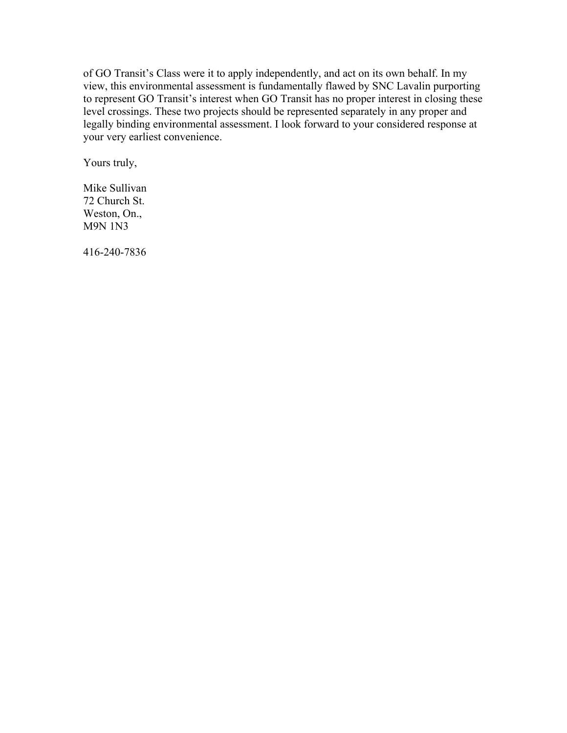of GO Transit's Class were it to apply independently, and act on its own behalf. In my view, this environmental assessment is fundamentally flawed by SNC Lavalin purporting to represent GO Transit's interest when GO Transit has no proper interest in closing these level crossings. These two projects should be represented separately in any proper and legally binding environmental assessment. I look forward to your considered response at your very earliest convenience.

Yours truly,

Mike Sullivan
72 Church St.
Weston, On.,
M9N 1N3

416-240-7836